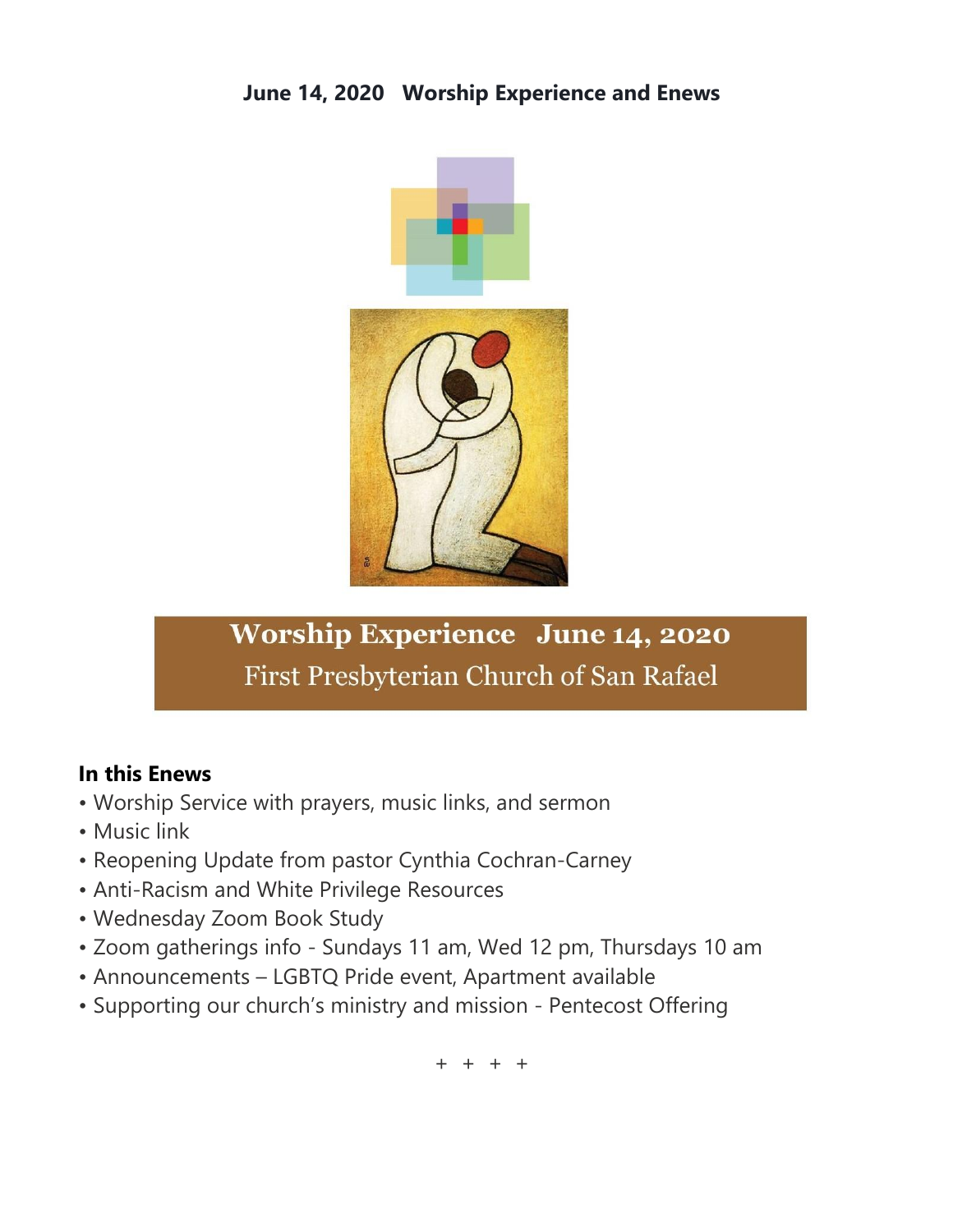**June 14, 2020 Worship Experience and Enews**

# Worship Experience June 14, 2020

First Presbyterian Church of San Rafael

**In this Enews**

- Worship Service with prayers, music links, and sermon
- Music link
- Reopening Update from pastor Cynthia Cochran-Carney
- Anti-Racism and White Privilege Resources
- Wednesday Zoom Book Study
- Zoom gatherings info - Sundays 11 am, Wed 12 pm, Thursdays 10 am
- Announcements – LGBTQ Pride event, Apartment available
- Supporting our church's ministry and mission - Pentecost Offering

+ + + +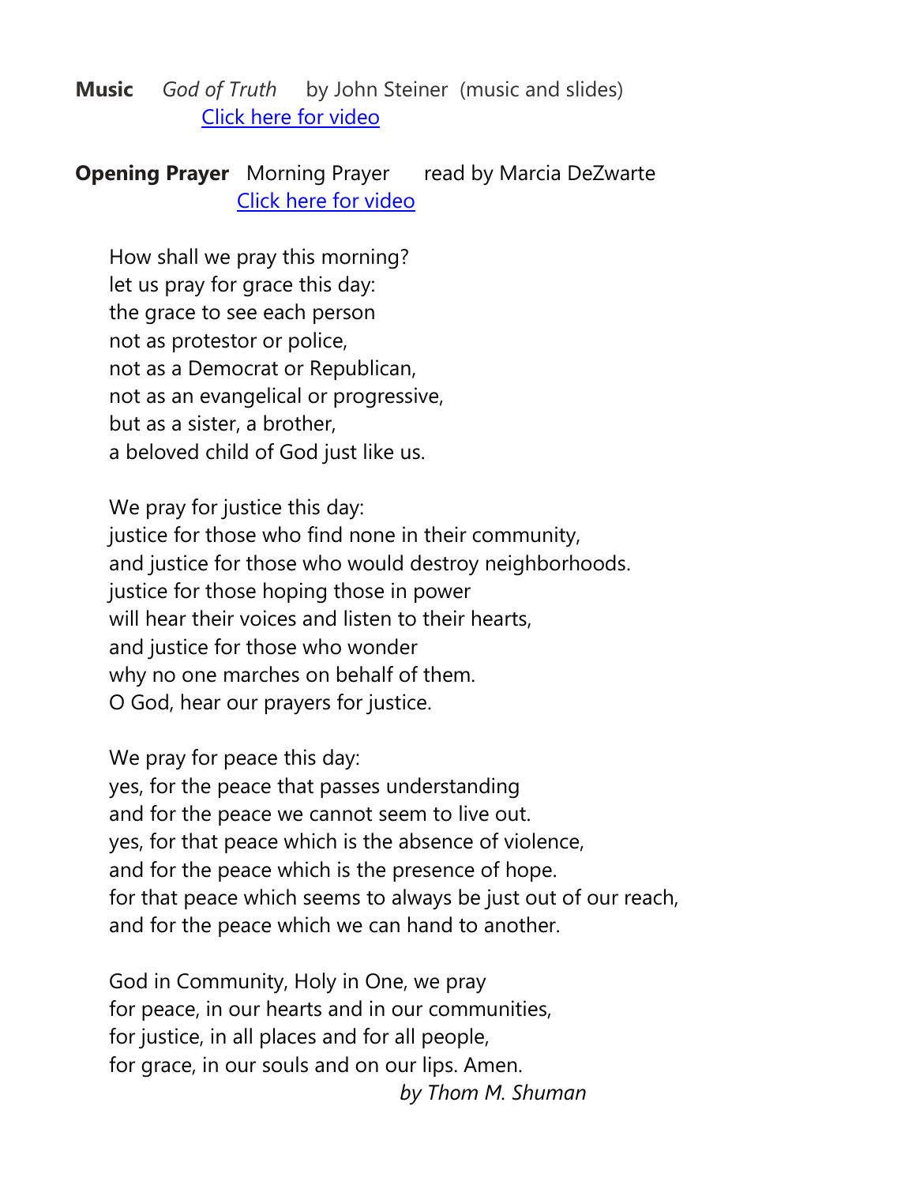**Music** *God of Truth* by John Steiner (music and slides)
Click here for video

**Opening Prayer** Morning Prayer read by Marcia DeZwarte
Click here for video

How shall we pray this morning?
let us pray for grace this day:
the grace to see each person
not as protestor or police,
not as a Democrat or Republican,
not as an evangelical or progressive,
but as a sister, a brother,
a beloved child of God just like us.

We pray for justice this day:
justice for those who find none in their community,
and justice for those who would destroy neighborhoods.
justice for those hoping those in power
will hear their voices and listen to their hearts,
and justice for those who wonder
why no one marches on behalf of them.
O God, hear our prayers for justice.

We pray for peace this day:
yes, for the peace that passes understanding
and for the peace we cannot seem to live out.
yes, for that peace which is the absence of violence,
and for the peace which is the presence of hope.
for that peace which seems to always be just out of our reach,
and for the peace which we can hand to another.

God in Community, Holy in One, we pray
for peace, in our hearts and in our communities,
for justice, in all places and for all people,
for grace, in our souls and on our lips. Amen.

*by Thom M. Shuman*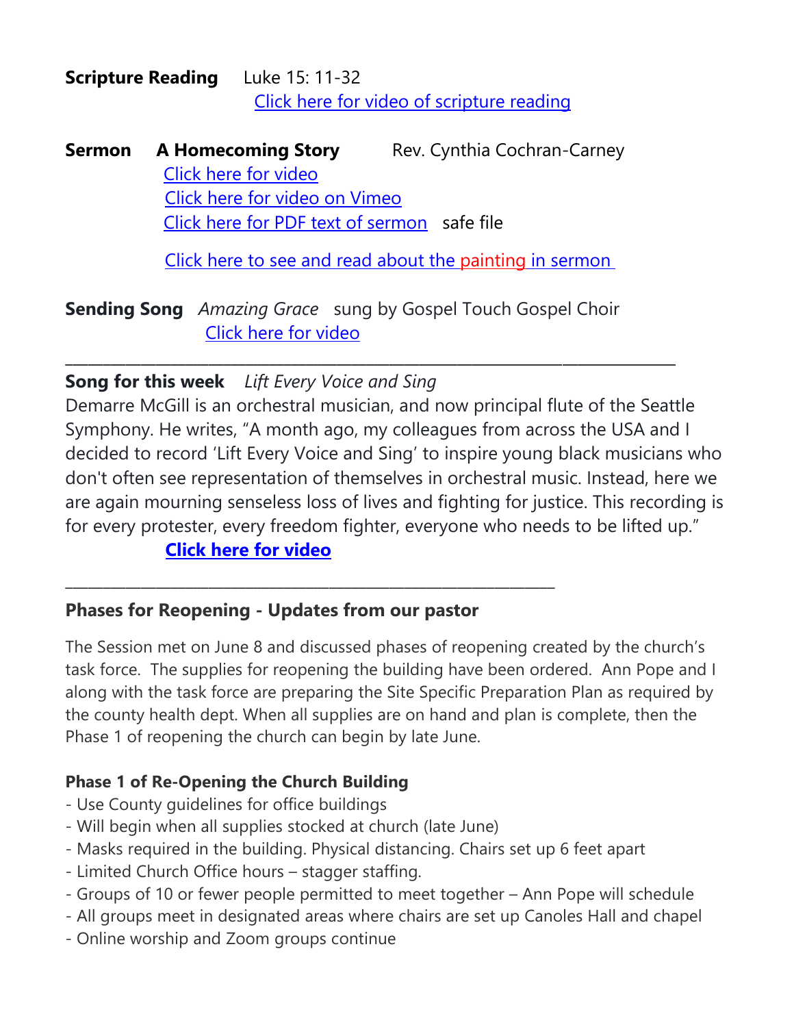**Scripture Reading** Luke 15: 11-32

[Click here for video of scripture reading]

**Sermon** **A Homecoming Story** Rev. Cynthia Cochran-Carney

[Click here for video]

[Click here for video on Vimeo]

[Click here for PDF text of sermon] safe file

[Click here to see and read about the painting in sermon]

**Sending Song** *Amazing Grace* sung by Gospel Touch Gospel Choir

[Click here for video]

---

**Song for this week** *Lift Every Voice and Sing*

Demarre McGill is an orchestral musician, and now principal flute of the Seattle Symphony. He writes, "A month ago, my colleagues from across the USA and I decided to record 'Lift Every Voice and Sing' to inspire young black musicians who don't often see representation of themselves in orchestral music. Instead, here we are again mourning senseless loss of lives and fighting for justice. This recording is for every protester, every freedom fighter, everyone who needs to be lifted up."

**[Click here for video]**

---

### Phases for Reopening - Updates from our pastor

The Session met on June 8 and discussed phases of reopening created by the church's task force. The supplies for reopening the building have been ordered. Ann Pope and I along with the task force are preparing the Site Specific Preparation Plan as required by the county health dept. When all supplies are on hand and plan is complete, then the Phase 1 of reopening the church can begin by late June.

#### Phase 1 of Re-Opening the Church Building

- Use County guidelines for office buildings
- Will begin when all supplies stocked at church (late June)
- Masks required in the building. Physical distancing. Chairs set up 6 feet apart
- Limited Church Office hours – stagger staffing.
- Groups of 10 or fewer people permitted to meet together – Ann Pope will schedule
- All groups meet in designated areas where chairs are set up Canoles Hall and chapel
- Online worship and Zoom groups continue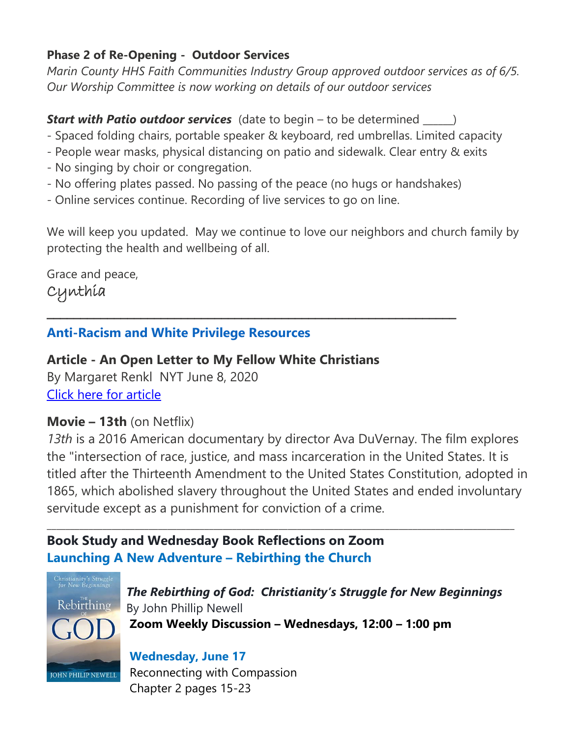**Phase 2 of Re-Opening - Outdoor Services**

*Marin County HHS Faith Communities Industry Group approved outdoor services as of 6/5. Our Worship Committee is now working on details of our outdoor services*

***Start with Patio outdoor services*** (date to begin – to be determined ______)

- Spaced folding chairs, portable speaker & keyboard, red umbrellas. Limited capacity
- People wear masks, physical distancing on patio and sidewalk. Clear entry & exits
- No singing by choir or congregation.
- No offering plates passed. No passing of the peace (no hugs or handshakes)
- Online services continue. Recording of live services to go on line.

We will keep you updated. May we continue to love our neighbors and church family by protecting the health and wellbeing of all.

Grace and peace,
Cynthia

---

## Anti-Racism and White Privilege Resources

**Article - An Open Letter to My Fellow White Christians**
By Margaret Renkl NYT June 8, 2020
Click here for article

**Movie – 13th** (on Netflix)
*13th* is a 2016 American documentary by director Ava DuVernay. The film explores the "intersection of race, justice, and mass incarceration in the United States. It is titled after the Thirteenth Amendment to the United States Constitution, adopted in 1865, which abolished slavery throughout the United States and ended involuntary servitude except as a punishment for conviction of a crime.

---

**Book Study and Wednesday Book Reflections on Zoom**

## Launching A New Adventure – Rebirthing the Church

***The Rebirthing of God: Christianity's Struggle for New Beginnings***
By John Phillip Newell
**Zoom Weekly Discussion – Wednesdays, 12:00 – 1:00 pm**

**Wednesday, June 17**
Reconnecting with Compassion
Chapter 2 pages 15-23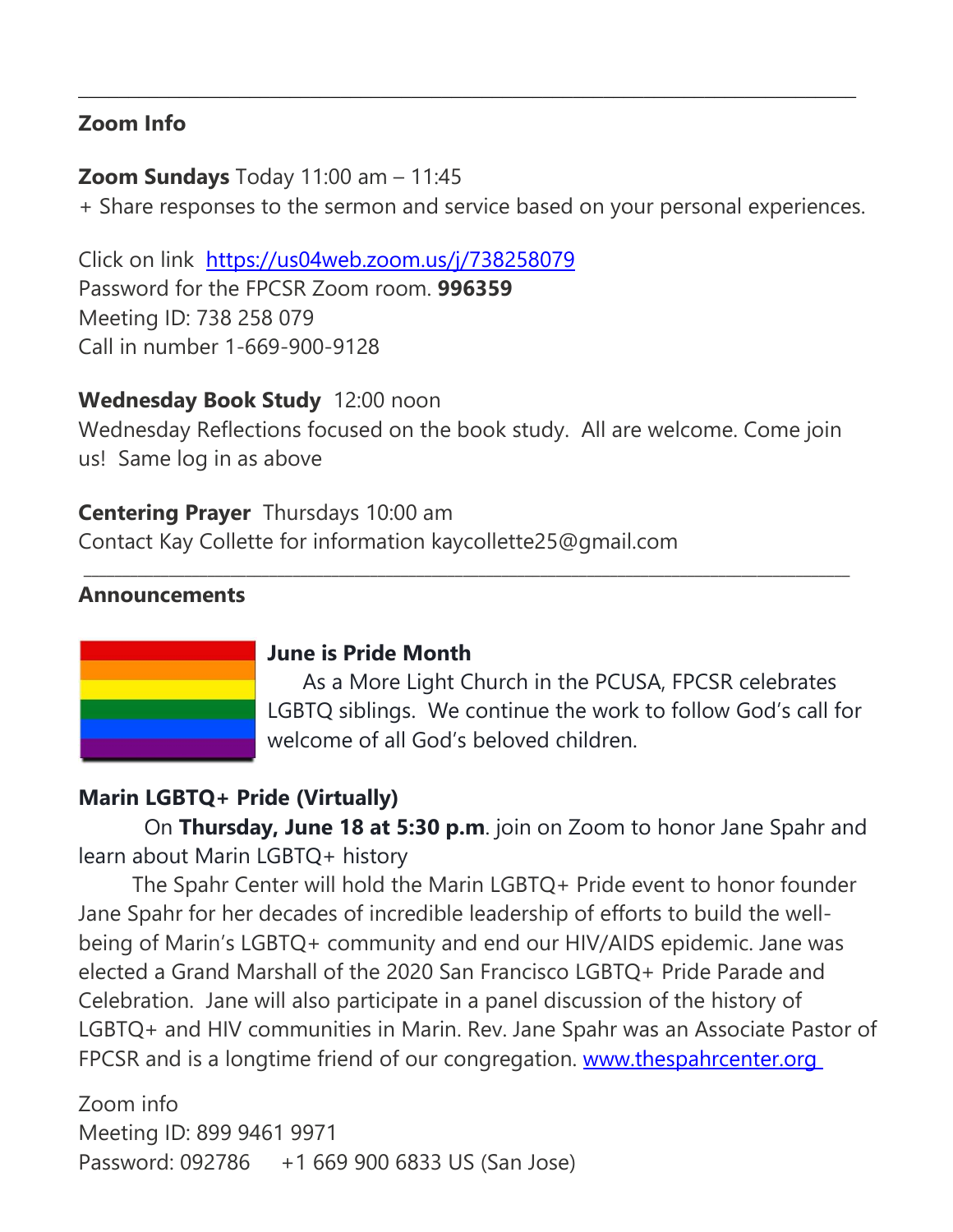---

**Zoom Info**

**Zoom Sundays** Today 11:00 am – 11:45
+ Share responses to the sermon and service based on your personal experiences.

Click on link [https://us04web.zoom.us/j/738258079](https://us04web.zoom.us/j/738258079)
Password for the FPCSR Zoom room. **996359**
Meeting ID: 738 258 079
Call in number 1-669-900-9128

**Wednesday Book Study** 12:00 noon
Wednesday Reflections focused on the book study. All are welcome. Come join us! Same log in as above

**Centering Prayer** Thursdays 10:00 am
Contact Kay Collette for information kaycollette25@gmail.com

---

**Announcements**

**June is Pride Month**

As a More Light Church in the PCUSA, FPCSR celebrates LGBTQ siblings. We continue the work to follow God's call for welcome of all God's beloved children.

**Marin LGBTQ+ Pride (Virtually)**

On **Thursday, June 18 at 5:30 p.m**. join on Zoom to honor Jane Spahr and learn about Marin LGBTQ+ history

The Spahr Center will hold the Marin LGBTQ+ Pride event to honor founder Jane Spahr for her decades of incredible leadership of efforts to build the well-being of Marin's LGBTQ+ community and end our HIV/AIDS epidemic. Jane was elected a Grand Marshall of the 2020 San Francisco LGBTQ+ Pride Parade and Celebration. Jane will also participate in a panel discussion of the history of LGBTQ+ and HIV communities in Marin. Rev. Jane Spahr was an Associate Pastor of FPCSR and is a longtime friend of our congregation. [www.thespahrcenter.org](www.thespahrcenter.org)

Zoom info
Meeting ID: 899 9461 9971
Password: 092786 +1 669 900 6833 US (San Jose)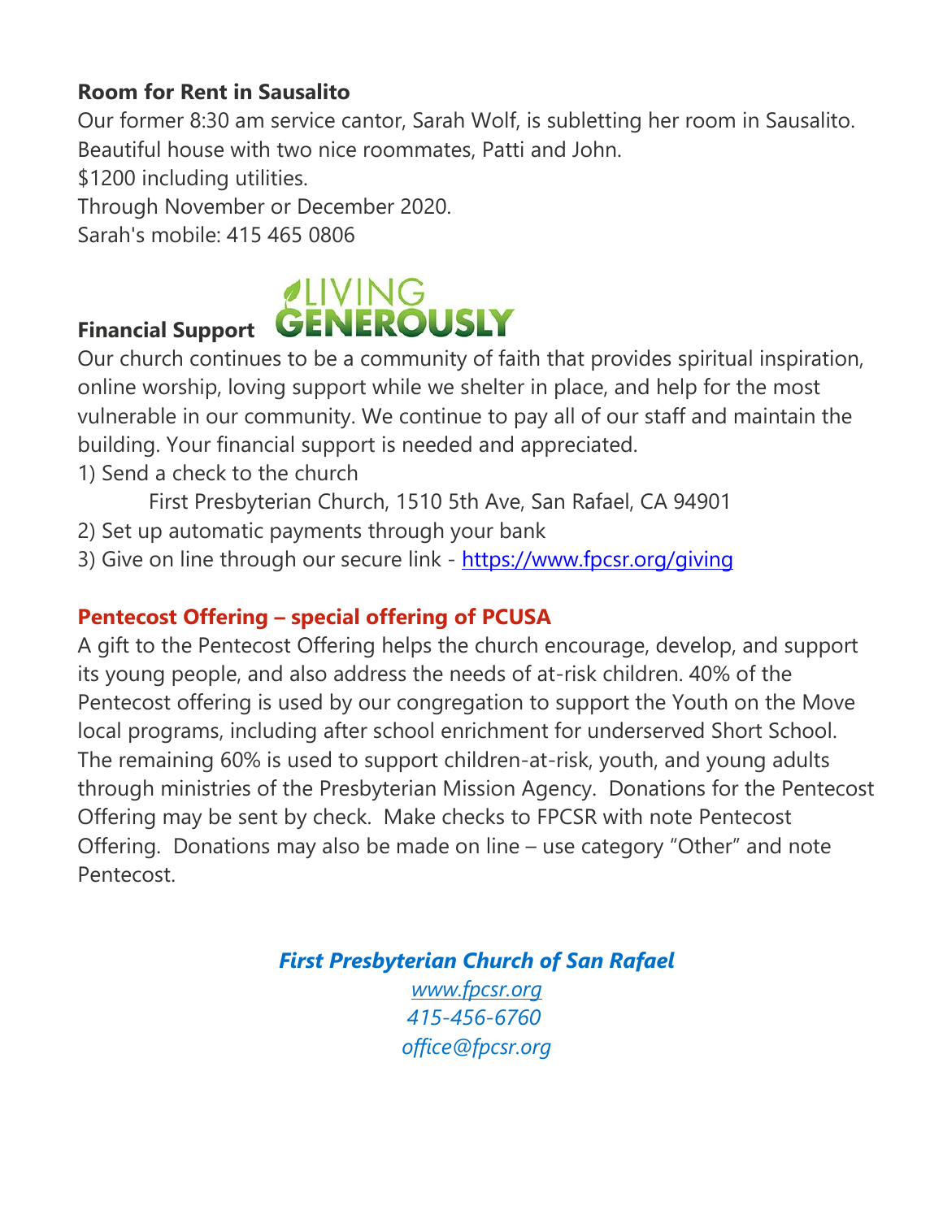**Room for Rent in Sausalito**

Our former 8:30 am service cantor, Sarah Wolf, is subletting her room in Sausalito.
Beautiful house with two nice roommates, Patti and John.
$1200 including utilities.
Through November or December 2020.
Sarah's mobile: 415 465 0806

**Financial Support** LIVING GENEROUSLY

Our church continues to be a community of faith that provides spiritual inspiration, online worship, loving support while we shelter in place, and help for the most vulnerable in our community. We continue to pay all of our staff and maintain the building. Your financial support is needed and appreciated.

1) Send a check to the church
   First Presbyterian Church, 1510 5th Ave, San Rafael, CA 94901
2) Set up automatic payments through your bank
3) Give on line through our secure link - https://www.fpcsr.org/giving

**Pentecost Offering – special offering of PCUSA**

A gift to the Pentecost Offering helps the church encourage, develop, and support its young people, and also address the needs of at-risk children. 40% of the Pentecost offering is used by our congregation to support the Youth on the Move local programs, including after school enrichment for underserved Short School. The remaining 60% is used to support children-at-risk, youth, and young adults through ministries of the Presbyterian Mission Agency. Donations for the Pentecost Offering may be sent by check. Make checks to FPCSR with note Pentecost Offering. Donations may also be made on line – use category "Other" and note Pentecost.

***First Presbyterian Church of San Rafael***
*www.fpcsr.org*
*415-456-6760*
*office@fpcsr.org*